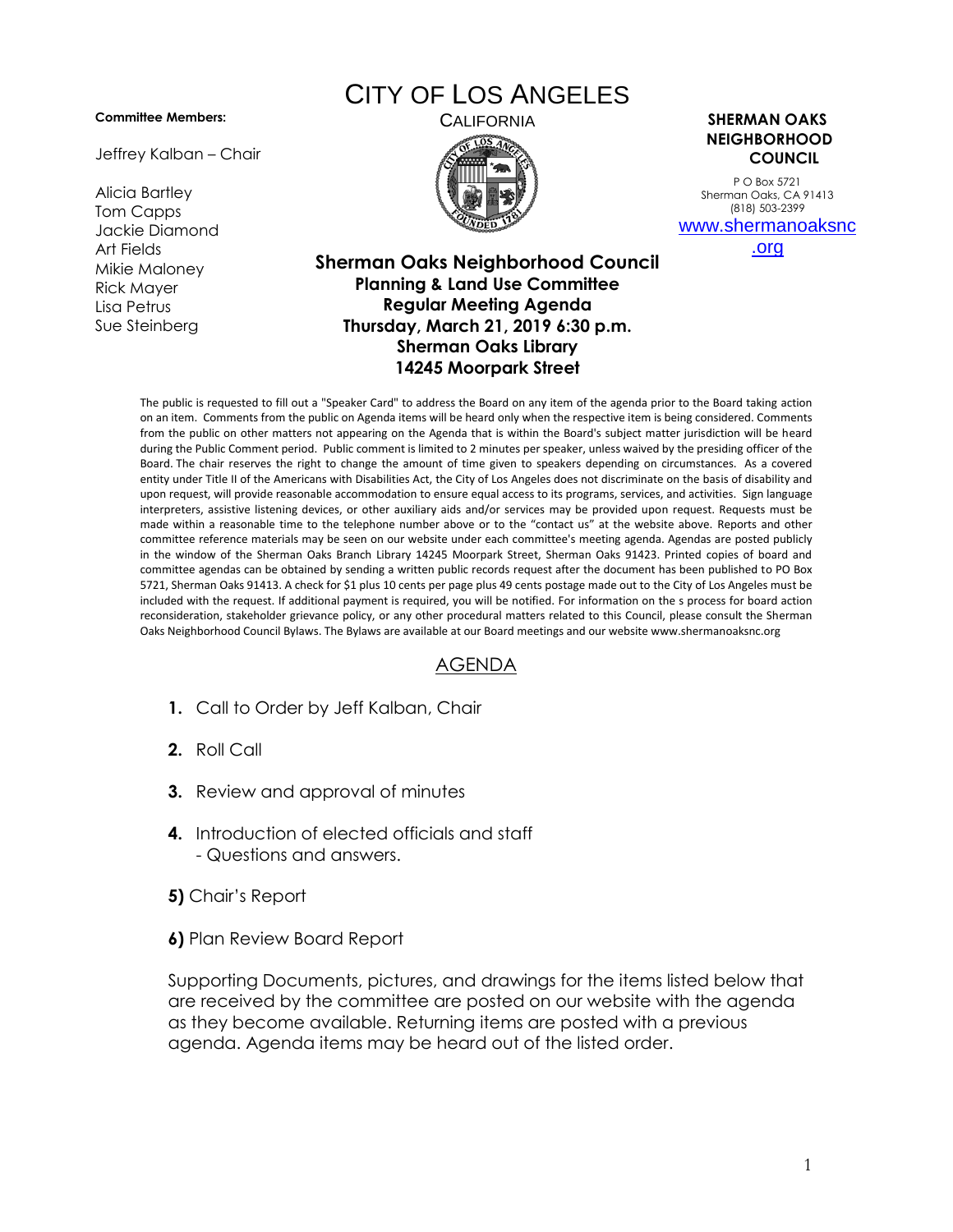**Committee Members:**

Jeffrey Kalban – Chair

Alicia Bartley
Tom Capps
Jackie Diamond
Art Fields
Mikie Maloney
Rick Mayer
Lisa Petrus
Sue Steinberg

# CITY OF LOS ANGELES

CALIFORNIA

**SHERMAN OAKS NEIGHBORHOOD COUNCIL**

P O Box 5721
Sherman Oaks, CA 91413
(818) 503-2399
www.shermanoaksnc.org

## Sherman Oaks Neighborhood Council
### Planning & Land Use Committee
### Regular Meeting Agenda
### Thursday, March 21, 2019 6:30 p.m.
### Sherman Oaks Library
### 14245 Moorpark Street

The public is requested to fill out a "Speaker Card" to address the Board on any item of the agenda prior to the Board taking action on an item. Comments from the public on Agenda items will be heard only when the respective item is being considered. Comments from the public on other matters not appearing on the Agenda that is within the Board's subject matter jurisdiction will be heard during the Public Comment period. Public comment is limited to 2 minutes per speaker, unless waived by the presiding officer of the Board. The chair reserves the right to change the amount of time given to speakers depending on circumstances. As a covered entity under Title II of the Americans with Disabilities Act, the City of Los Angeles does not discriminate on the basis of disability and upon request, will provide reasonable accommodation to ensure equal access to its programs, services, and activities. Sign language interpreters, assistive listening devices, or other auxiliary aids and/or services may be provided upon request. Requests must be made within a reasonable time to the telephone number above or to the "contact us" at the website above. Reports and other committee reference materials may be seen on our website under each committee's meeting agenda. Agendas are posted publicly in the window of the Sherman Oaks Branch Library 14245 Moorpark Street, Sherman Oaks 91423. Printed copies of board and committee agendas can be obtained by sending a written public records request after the document has been published to PO Box 5721, Sherman Oaks 91413. A check for $1 plus 10 cents per page plus 49 cents postage made out to the City of Los Angeles must be included with the request. If additional payment is required, you will be notified. For information on the s process for board action reconsideration, stakeholder grievance policy, or any other procedural matters related to this Council, please consult the Sherman Oaks Neighborhood Council Bylaws. The Bylaws are available at our Board meetings and our website www.shermanoaksnc.org

## AGENDA

**1.** Call to Order by Jeff Kalban, Chair

**2.** Roll Call

**3.** Review and approval of minutes

**4.** Introduction of elected officials and staff
- Questions and answers.

**5)** Chair's Report

**6)** Plan Review Board Report

Supporting Documents, pictures, and drawings for the items listed below that are received by the committee are posted on our website with the agenda as they become available. Returning items are posted with a previous agenda. Agenda items may be heard out of the listed order.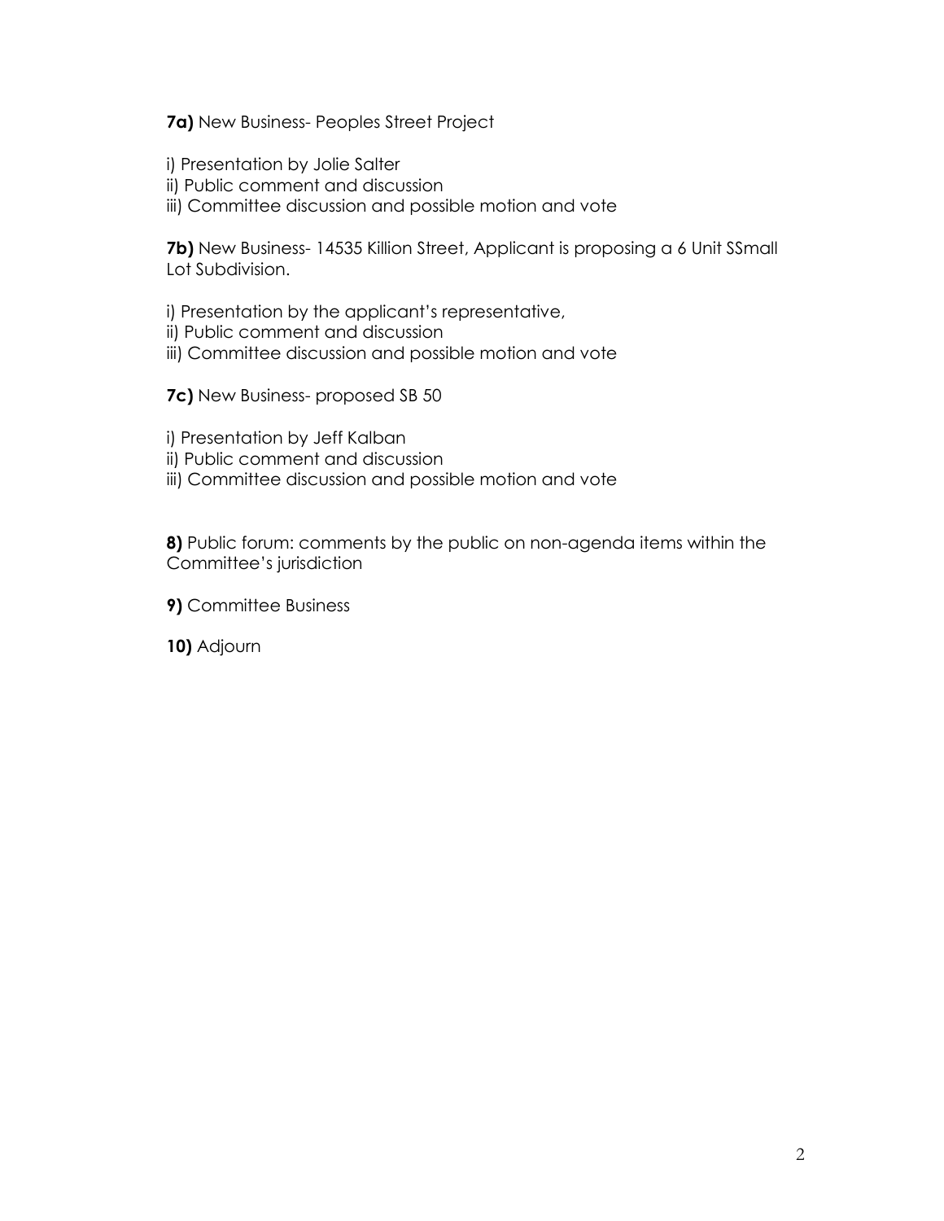**7a)** New Business- Peoples Street Project

i) Presentation by Jolie Salter
ii) Public comment and discussion
iii) Committee discussion and possible motion and vote

**7b)** New Business- 14535 Killion Street, Applicant is proposing a 6 Unit SSmall Lot Subdivision.

i) Presentation by the applicant's representative,
ii) Public comment and discussion
iii) Committee discussion and possible motion and vote

**7c)** New Business- proposed SB 50

i) Presentation by Jeff Kalban
ii) Public comment and discussion
iii) Committee discussion and possible motion and vote

**8)** Public forum: comments by the public on non-agenda items within the Committee's jurisdiction

**9)** Committee Business

**10)** Adjourn